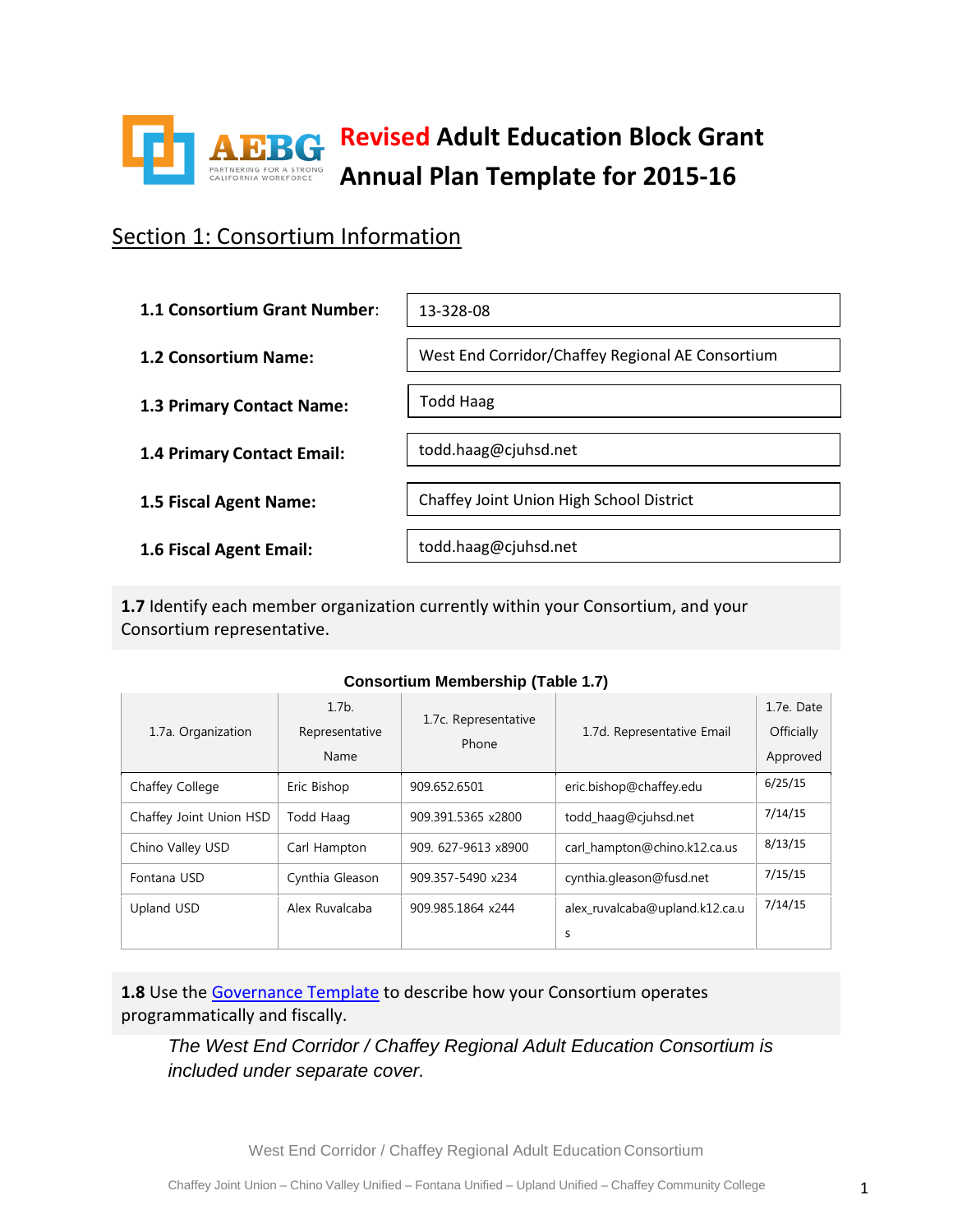# Revised Adult Education Block Grant Annual Plan Template for 2015-16

## Section 1: Consortium Information

**1.1 Consortium Grant Number**: 13-328-08

**1.2 Consortium Name:** West End Corridor/Chaffey Regional AE Consortium

**1.3 Primary Contact Name:** Todd Haag

**1.4 Primary Contact Email:** todd.haag@cjuhsd.net

**1.5 Fiscal Agent Name:** Chaffey Joint Union High School District

**1.6 Fiscal Agent Email:** todd.haag@cjuhsd.net

**1.7** Identify each member organization currently within your Consortium, and your Consortium representative.

**Consortium Membership (Table 1.7)**

| 1.7a. Organization | 1.7b. Representative Name | 1.7c. Representative Phone | 1.7d. Representative Email | 1.7e. Date Officially Approved |
|---|---|---|---|---|
| Chaffey College | Eric Bishop | 909.652.6501 | eric.bishop@chaffey.edu | 6/25/15 |
| Chaffey Joint Union HSD | Todd Haag | 909.391.5365 x2800 | todd_haag@cjuhsd.net | 7/14/15 |
| Chino Valley USD | Carl Hampton | 909. 627-9613 x8900 | carl_hampton@chino.k12.ca.us | 8/13/15 |
| Fontana USD | Cynthia Gleason | 909.357-5490 x234 | cynthia.gleason@fusd.net | 7/15/15 |
| Upland USD | Alex Ruvalcaba | 909.985.1864 x244 | alex_ruvalcaba@upland.k12.ca.us | 7/14/15 |

**1.8** Use the Governance Template to describe how your Consortium operates programmatically and fiscally.

*The West End Corridor / Chaffey Regional Adult Education Consortium is included under separate cover.*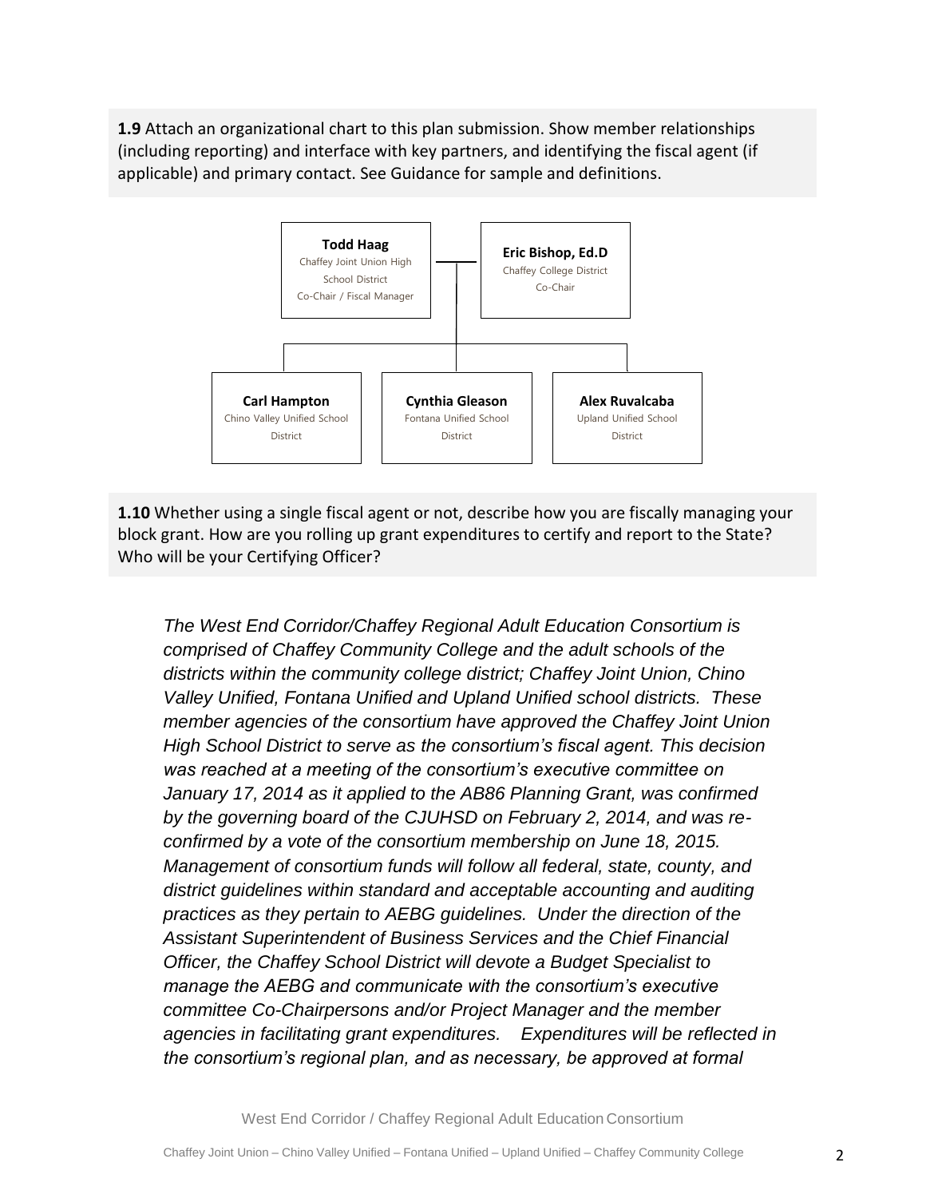**1.9** Attach an organizational chart to this plan submission. Show member relationships (including reporting) and interface with key partners, and identifying the fiscal agent (if applicable) and primary contact. See Guidance for sample and definitions.

**Todd Haag**
Chaffey Joint Union High School District
Co-Chair / Fiscal Manager

**Eric Bishop, Ed.D**
Chaffey College District
Co-Chair

**Carl Hampton**
Chino Valley Unified School District

**Cynthia Gleason**
Fontana Unified School District

**Alex Ruvalcaba**
Upland Unified School District

**1.10** Whether using a single fiscal agent or not, describe how you are fiscally managing your block grant. How are you rolling up grant expenditures to certify and report to the State? Who will be your Certifying Officer?

*The West End Corridor/Chaffey Regional Adult Education Consortium is comprised of Chaffey Community College and the adult schools of the districts within the community college district; Chaffey Joint Union, Chino Valley Unified, Fontana Unified and Upland Unified school districts. These member agencies of the consortium have approved the Chaffey Joint Union High School District to serve as the consortium's fiscal agent. This decision was reached at a meeting of the consortium's executive committee on January 17, 2014 as it applied to the AB86 Planning Grant, was confirmed by the governing board of the CJUHSD on February 2, 2014, and was re-confirmed by a vote of the consortium membership on June 18, 2015. Management of consortium funds will follow all federal, state, county, and district guidelines within standard and acceptable accounting and auditing practices as they pertain to AEBG guidelines. Under the direction of the Assistant Superintendent of Business Services and the Chief Financial Officer, the Chaffey School District will devote a Budget Specialist to manage the AEBG and communicate with the consortium's executive committee Co-Chairpersons and/or Project Manager and the member agencies in facilitating grant expenditures. Expenditures will be reflected in the consortium's regional plan, and as necessary, be approved at formal*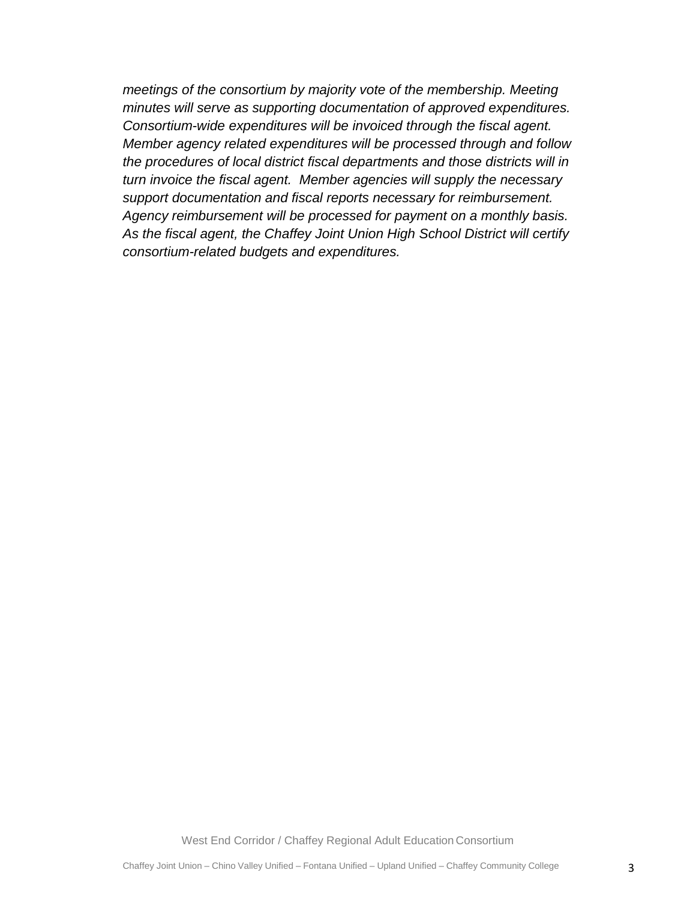*meetings of the consortium by majority vote of the membership. Meeting minutes will serve as supporting documentation of approved expenditures. Consortium-wide expenditures will be invoiced through the fiscal agent. Member agency related expenditures will be processed through and follow the procedures of local district fiscal departments and those districts will in turn invoice the fiscal agent. Member agencies will supply the necessary support documentation and fiscal reports necessary for reimbursement. Agency reimbursement will be processed for payment on a monthly basis. As the fiscal agent, the Chaffey Joint Union High School District will certify consortium-related budgets and expenditures.*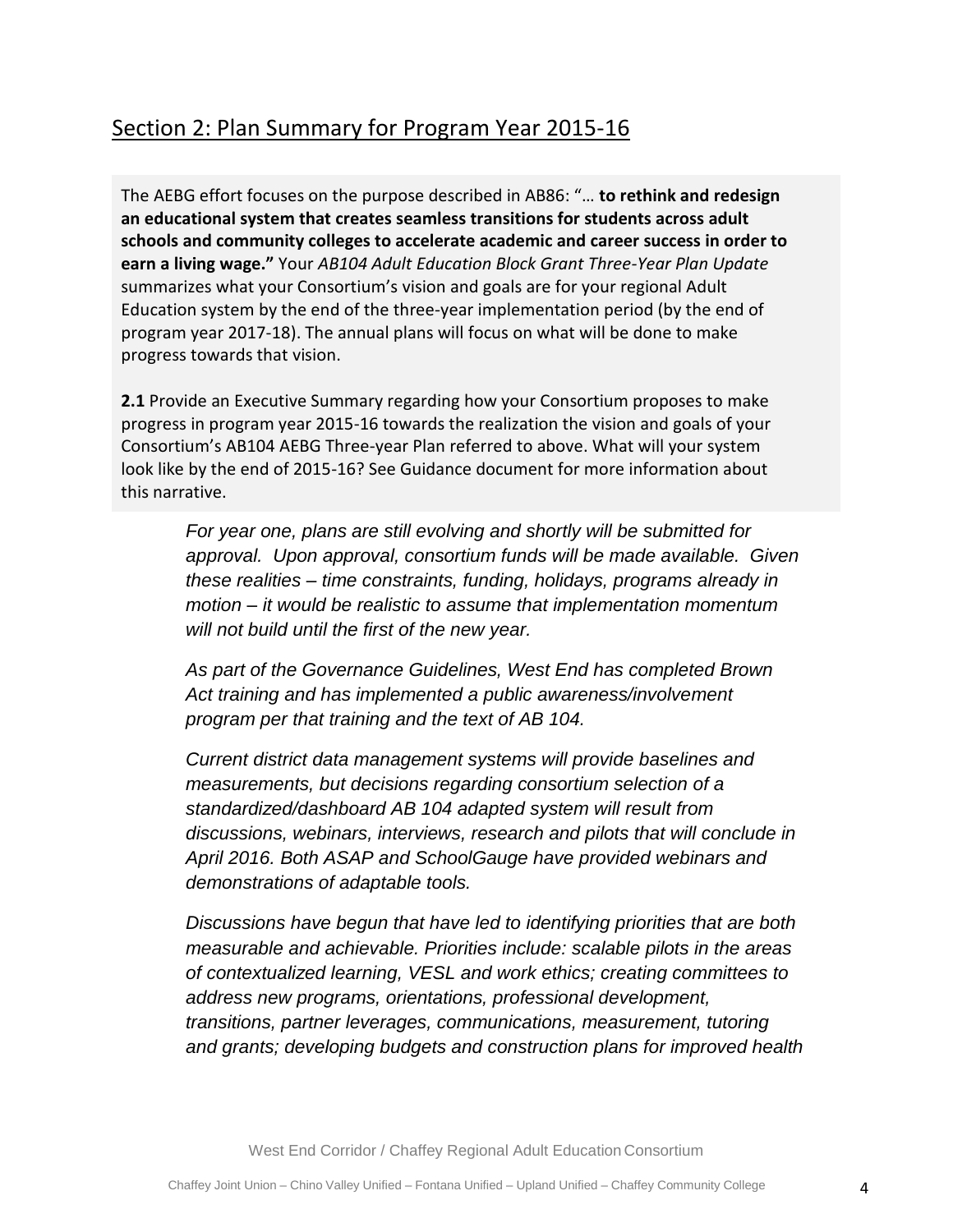## Section 2: Plan Summary for Program Year 2015-16

The AEBG effort focuses on the purpose described in AB86: "… **to rethink and redesign an educational system that creates seamless transitions for students across adult schools and community colleges to accelerate academic and career success in order to earn a living wage."** Your *AB104 Adult Education Block Grant Three-Year Plan Update* summarizes what your Consortium's vision and goals are for your regional Adult Education system by the end of the three-year implementation period (by the end of program year 2017-18). The annual plans will focus on what will be done to make progress towards that vision.

**2.1** Provide an Executive Summary regarding how your Consortium proposes to make progress in program year 2015-16 towards the realization the vision and goals of your Consortium's AB104 AEBG Three-year Plan referred to above. What will your system look like by the end of 2015-16? See Guidance document for more information about this narrative.

*For year one, plans are still evolving and shortly will be submitted for approval. Upon approval, consortium funds will be made available. Given these realities – time constraints, funding, holidays, programs already in motion – it would be realistic to assume that implementation momentum will not build until the first of the new year.*

*As part of the Governance Guidelines, West End has completed Brown Act training and has implemented a public awareness/involvement program per that training and the text of AB 104.*

*Current district data management systems will provide baselines and measurements, but decisions regarding consortium selection of a standardized/dashboard AB 104 adapted system will result from discussions, webinars, interviews, research and pilots that will conclude in April 2016. Both ASAP and SchoolGauge have provided webinars and demonstrations of adaptable tools.*

*Discussions have begun that have led to identifying priorities that are both measurable and achievable. Priorities include: scalable pilots in the areas of contextualized learning, VESL and work ethics; creating committees to address new programs, orientations, professional development, transitions, partner leverages, communications, measurement, tutoring and grants; developing budgets and construction plans for improved health*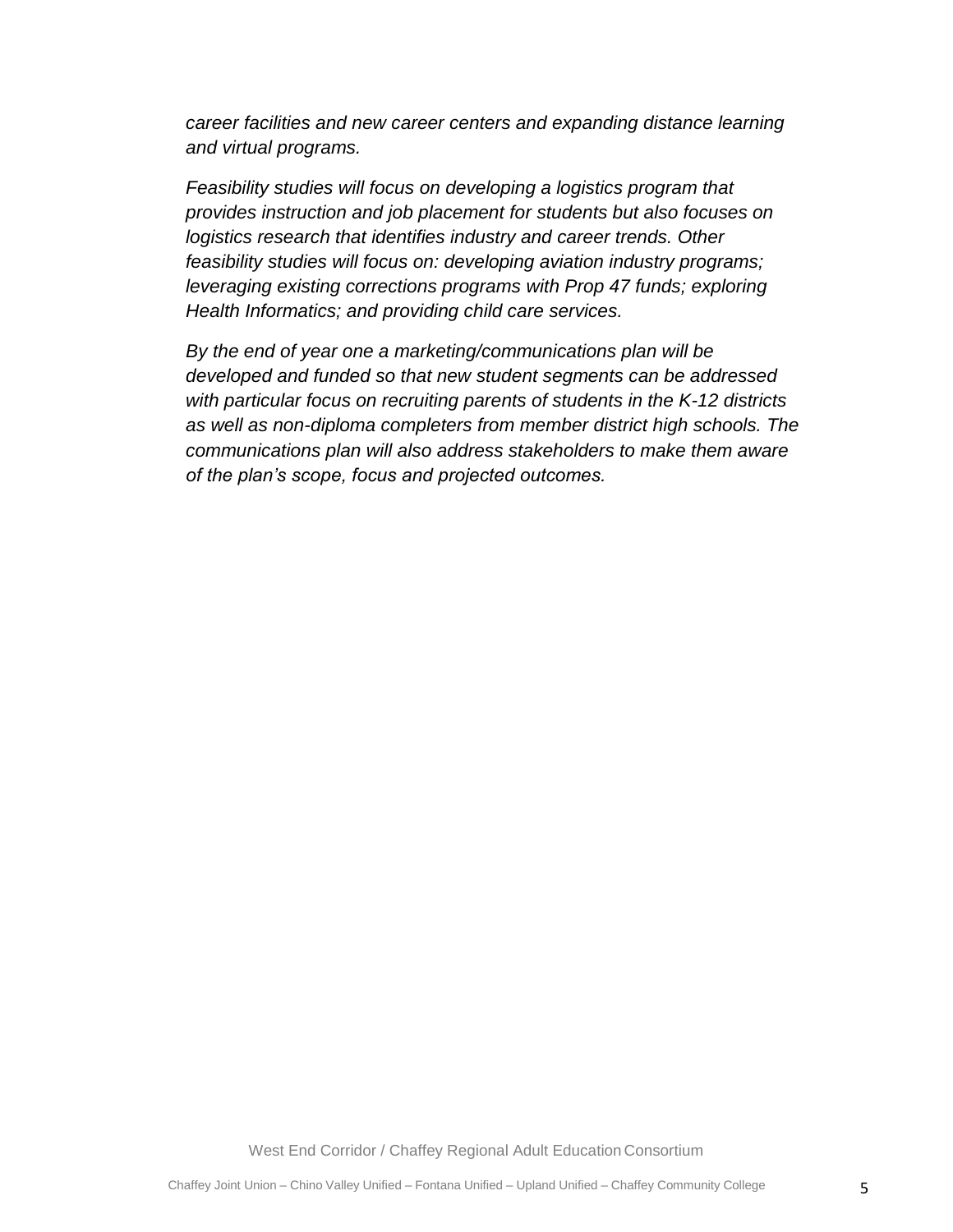*career facilities and new career centers and expanding distance learning and virtual programs.*

*Feasibility studies will focus on developing a logistics program that provides instruction and job placement for students but also focuses on logistics research that identifies industry and career trends. Other feasibility studies will focus on: developing aviation industry programs; leveraging existing corrections programs with Prop 47 funds; exploring Health Informatics; and providing child care services.*

*By the end of year one a marketing/communications plan will be developed and funded so that new student segments can be addressed with particular focus on recruiting parents of students in the K-12 districts as well as non-diploma completers from member district high schools. The communications plan will also address stakeholders to make them aware of the plan's scope, focus and projected outcomes.*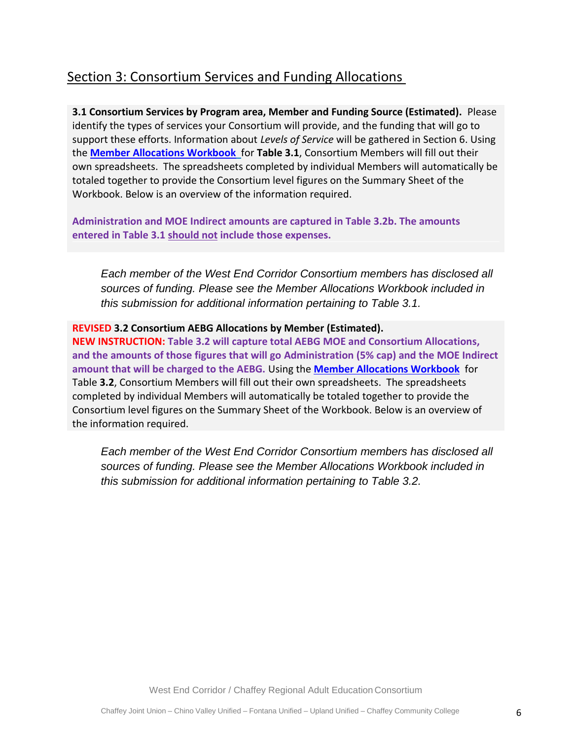## Section 3: Consortium Services and Funding Allocations

**3.1 Consortium Services by Program area, Member and Funding Source (Estimated).** Please identify the types of services your Consortium will provide, and the funding that will go to support these efforts. Information about *Levels of Service* will be gathered in Section 6. Using the **Member Allocations Workbook** for **Table 3.1**, Consortium Members will fill out their own spreadsheets. The spreadsheets completed by individual Members will automatically be totaled together to provide the Consortium level figures on the Summary Sheet of the Workbook. Below is an overview of the information required.

**Administration and MOE Indirect amounts are captured in Table 3.2b. The amounts entered in Table 3.1 should not include those expenses.**

*Each member of the West End Corridor Consortium members has disclosed all sources of funding. Please see the Member Allocations Workbook included in this submission for additional information pertaining to Table 3.1.*

**REVISED 3.2 Consortium AEBG Allocations by Member (Estimated).**
**NEW INSTRUCTION: Table 3.2 will capture total AEBG MOE and Consortium Allocations, and the amounts of those figures that will go Administration (5% cap) and the MOE Indirect amount that will be charged to the AEBG.** Using the **Member Allocations Workbook** for Table **3.2**, Consortium Members will fill out their own spreadsheets. The spreadsheets completed by individual Members will automatically be totaled together to provide the Consortium level figures on the Summary Sheet of the Workbook. Below is an overview of the information required.

*Each member of the West End Corridor Consortium members has disclosed all sources of funding. Please see the Member Allocations Workbook included in this submission for additional information pertaining to Table 3.2.*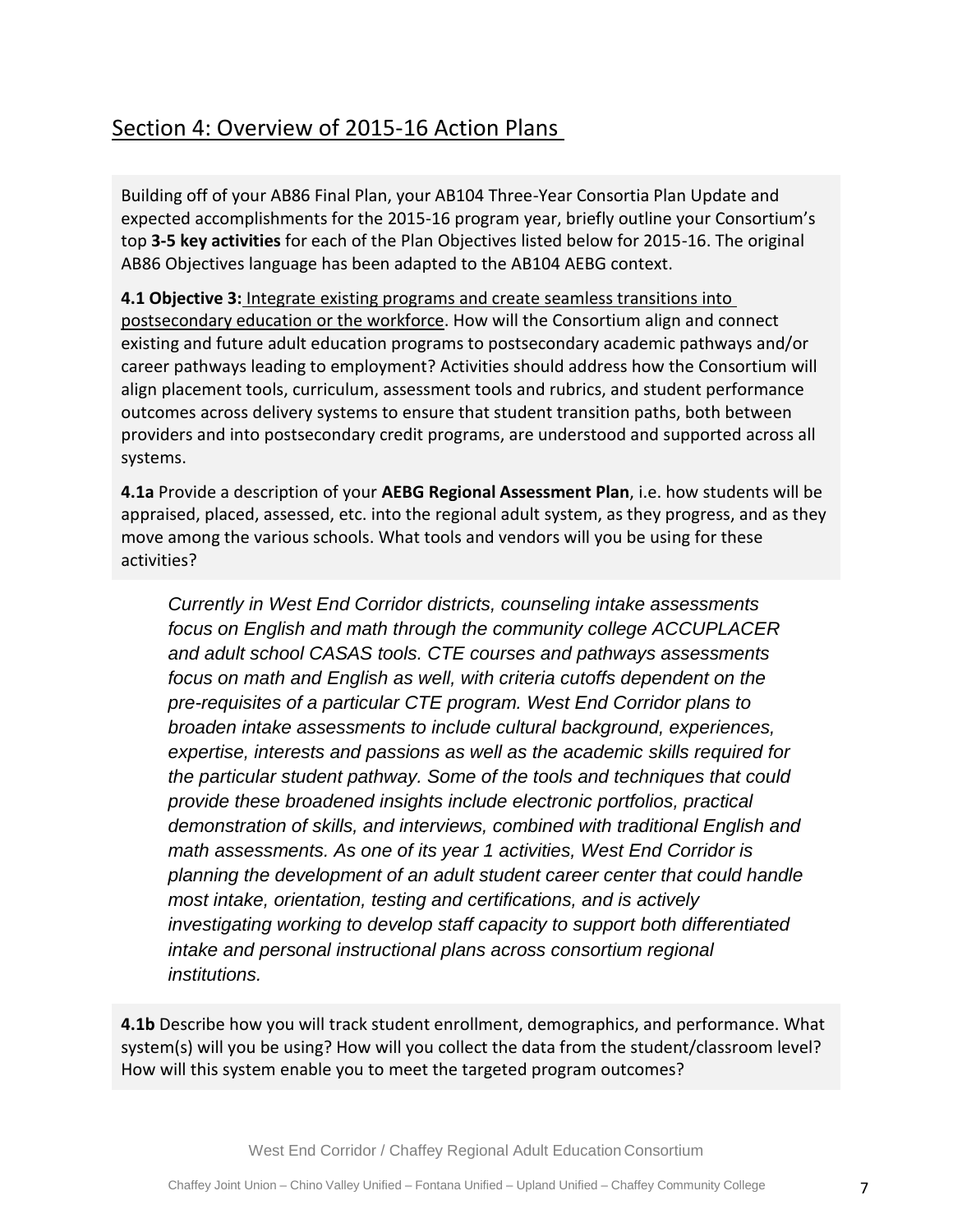## Section 4: Overview of 2015-16 Action Plans

Building off of your AB86 Final Plan, your AB104 Three-Year Consortia Plan Update and expected accomplishments for the 2015-16 program year, briefly outline your Consortium's top **3-5 key activities** for each of the Plan Objectives listed below for 2015-16. The original AB86 Objectives language has been adapted to the AB104 AEBG context.

**4.1 Objective 3:** Integrate existing programs and create seamless transitions into postsecondary education or the workforce. How will the Consortium align and connect existing and future adult education programs to postsecondary academic pathways and/or career pathways leading to employment? Activities should address how the Consortium will align placement tools, curriculum, assessment tools and rubrics, and student performance outcomes across delivery systems to ensure that student transition paths, both between providers and into postsecondary credit programs, are understood and supported across all systems.

**4.1a** Provide a description of your **AEBG Regional Assessment Plan**, i.e. how students will be appraised, placed, assessed, etc. into the regional adult system, as they progress, and as they move among the various schools. What tools and vendors will you be using for these activities?

*Currently in West End Corridor districts, counseling intake assessments focus on English and math through the community college ACCUPLACER and adult school CASAS tools. CTE courses and pathways assessments focus on math and English as well, with criteria cutoffs dependent on the pre-requisites of a particular CTE program. West End Corridor plans to broaden intake assessments to include cultural background, experiences, expertise, interests and passions as well as the academic skills required for the particular student pathway. Some of the tools and techniques that could provide these broadened insights include electronic portfolios, practical demonstration of skills, and interviews, combined with traditional English and math assessments. As one of its year 1 activities, West End Corridor is planning the development of an adult student career center that could handle most intake, orientation, testing and certifications, and is actively investigating working to develop staff capacity to support both differentiated intake and personal instructional plans across consortium regional institutions.*

**4.1b** Describe how you will track student enrollment, demographics, and performance. What system(s) will you be using? How will you collect the data from the student/classroom level? How will this system enable you to meet the targeted program outcomes?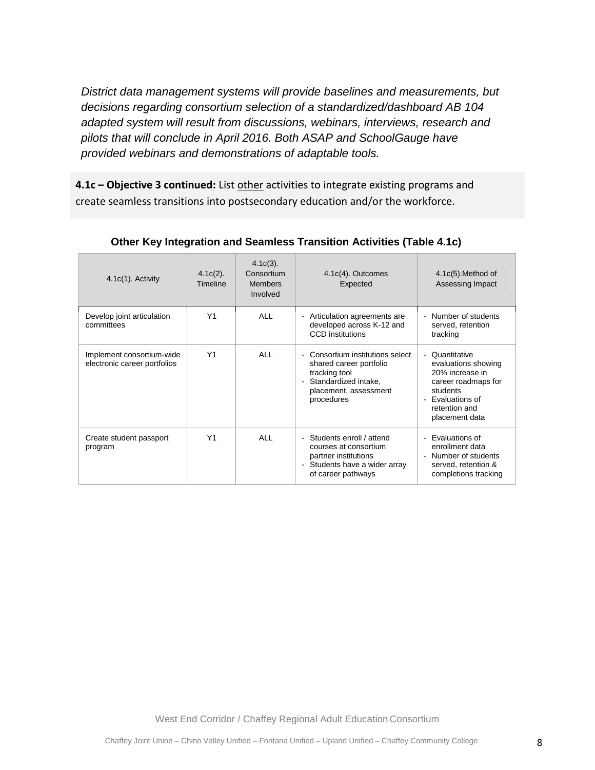*District data management systems will provide baselines and measurements, but decisions regarding consortium selection of a standardized/dashboard AB 104 adapted system will result from discussions, webinars, interviews, research and pilots that will conclude in April 2016. Both ASAP and SchoolGauge have provided webinars and demonstrations of adaptable tools.*

**4.1c – Objective 3 continued:** List other activities to integrate existing programs and create seamless transitions into postsecondary education and/or the workforce.

**Other Key Integration and Seamless Transition Activities (Table 4.1c)**

| 4.1c(1). Activity | 4.1c(2). Timeline | 4.1c(3). Consortium Members Involved | 4.1c(4). Outcomes Expected | 4.1c(5).Method of Assessing Impact |
|---|---|---|---|---|
| Develop joint articulation committees | Y1 | ALL | - Articulation agreements are developed across K-12 and CCD institutions | - Number of students served, retention tracking |
| Implement consortium-wide electronic career portfolios | Y1 | ALL | - Consortium institutions select shared career portfolio tracking tool<br>- Standardized intake, placement, assessment procedures | - Quantitative evaluations showing 20% increase in career roadmaps for students<br>- Evaluations of retention and placement data |
| Create student passport program | Y1 | ALL | - Students enroll / attend courses at consortium partner institutions<br>- Students have a wider array of career pathways | - Evaluations of enrollment data<br>- Number of students served, retention & completions tracking |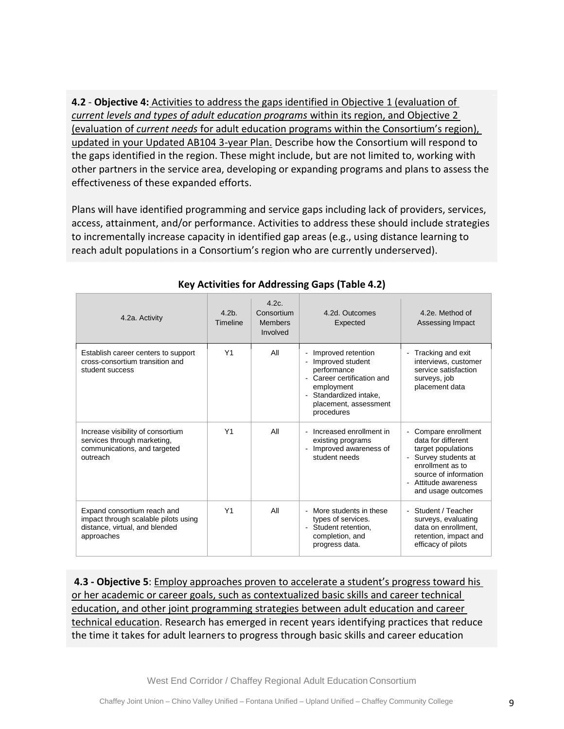**4.2** - **Objective 4:** Activities to address the gaps identified in Objective 1 (evaluation of *current levels and types of adult education programs* within its region, and Objective 2 (evaluation of *current needs* for adult education programs within the Consortium's region), updated in your Updated AB104 3-year Plan. Describe how the Consortium will respond to the gaps identified in the region. These might include, but are not limited to, working with other partners in the service area, developing or expanding programs and plans to assess the effectiveness of these expanded efforts.

Plans will have identified programming and service gaps including lack of providers, services, access, attainment, and/or performance. Activities to address these should include strategies to incrementally increase capacity in identified gap areas (e.g., using distance learning to reach adult populations in a Consortium's region who are currently underserved).

**Key Activities for Addressing Gaps (Table 4.2)**

| 4.2a. Activity | 4.2b. Timeline | 4.2c. Consortium Members Involved | 4.2d. Outcomes Expected | 4.2e. Method of Assessing Impact |
|---|---|---|---|---|
| Establish career centers to support cross-consortium transition and student success | Y1 | All | - Improved retention<br>- Improved student performance<br>- Career certification and employment<br>- Standardized intake, placement, assessment procedures | - Tracking and exit interviews, customer service satisfaction surveys, job placement data |
| Increase visibility of consortium services through marketing, communications, and targeted outreach | Y1 | All | - Increased enrollment in existing programs<br>- Improved awareness of student needs | - Compare enrollment data for different target populations<br>- Survey students at enrollment as to source of information<br>- Attitude awareness and usage outcomes |
| Expand consortium reach and impact through scalable pilots using distance, virtual, and blended approaches | Y1 | All | - More students in these types of services.<br>- Student retention, completion, and progress data. | - Student / Teacher surveys, evaluating data on enrollment, retention, impact and efficacy of pilots |

**4.3 - Objective 5**: Employ approaches proven to accelerate a student's progress toward his or her academic or career goals, such as contextualized basic skills and career technical education, and other joint programming strategies between adult education and career technical education. Research has emerged in recent years identifying practices that reduce the time it takes for adult learners to progress through basic skills and career education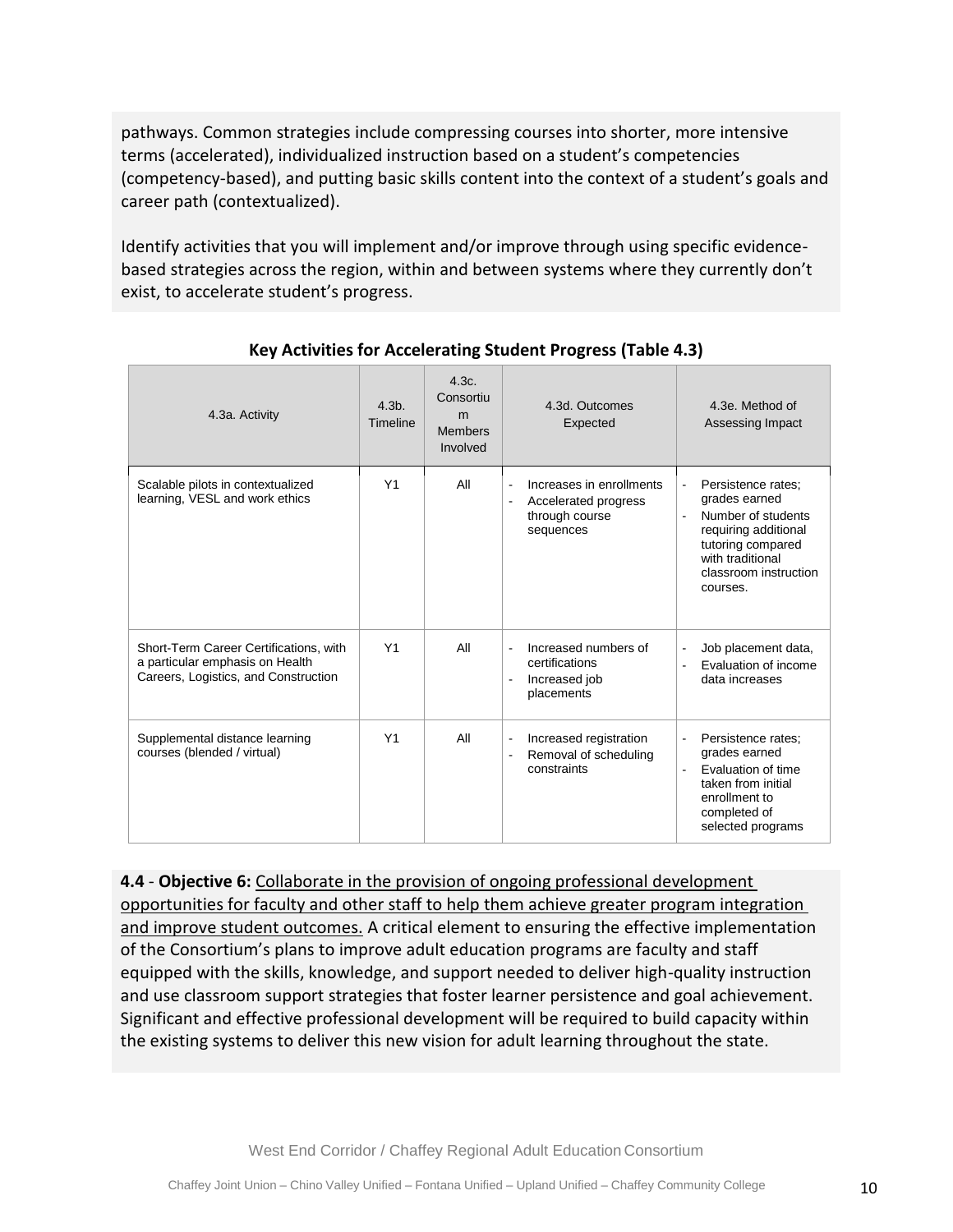pathways. Common strategies include compressing courses into shorter, more intensive terms (accelerated), individualized instruction based on a student's competencies (competency-based), and putting basic skills content into the context of a student's goals and career path (contextualized).

Identify activities that you will implement and/or improve through using specific evidence-based strategies across the region, within and between systems where they currently don't exist, to accelerate student's progress.

**Key Activities for Accelerating Student Progress (Table 4.3)**

| 4.3a. Activity | 4.3b. Timeline | 4.3c. Consortium Members Involved | 4.3d. Outcomes Expected | 4.3e. Method of Assessing Impact |
|---|---|---|---|---|
| Scalable pilots in contextualized learning, VESL and work ethics | Y1 | All | - Increases in enrollments<br>- Accelerated progress through course sequences | - Persistence rates; grades earned<br>- Number of students requiring additional tutoring compared with traditional classroom instruction courses. |
| Short-Term Career Certifications, with a particular emphasis on Health Careers, Logistics, and Construction | Y1 | All | - Increased numbers of certifications<br>- Increased job placements | - Job placement data,<br>- Evaluation of income data increases |
| Supplemental distance learning courses (blended / virtual) | Y1 | All | - Increased registration<br>- Removal of scheduling constraints | - Persistence rates; grades earned<br>- Evaluation of time taken from initial enrollment to completed of selected programs |

**4.4** - **Objective 6:** Collaborate in the provision of ongoing professional development opportunities for faculty and other staff to help them achieve greater program integration and improve student outcomes. A critical element to ensuring the effective implementation of the Consortium's plans to improve adult education programs are faculty and staff equipped with the skills, knowledge, and support needed to deliver high-quality instruction and use classroom support strategies that foster learner persistence and goal achievement. Significant and effective professional development will be required to build capacity within the existing systems to deliver this new vision for adult learning throughout the state.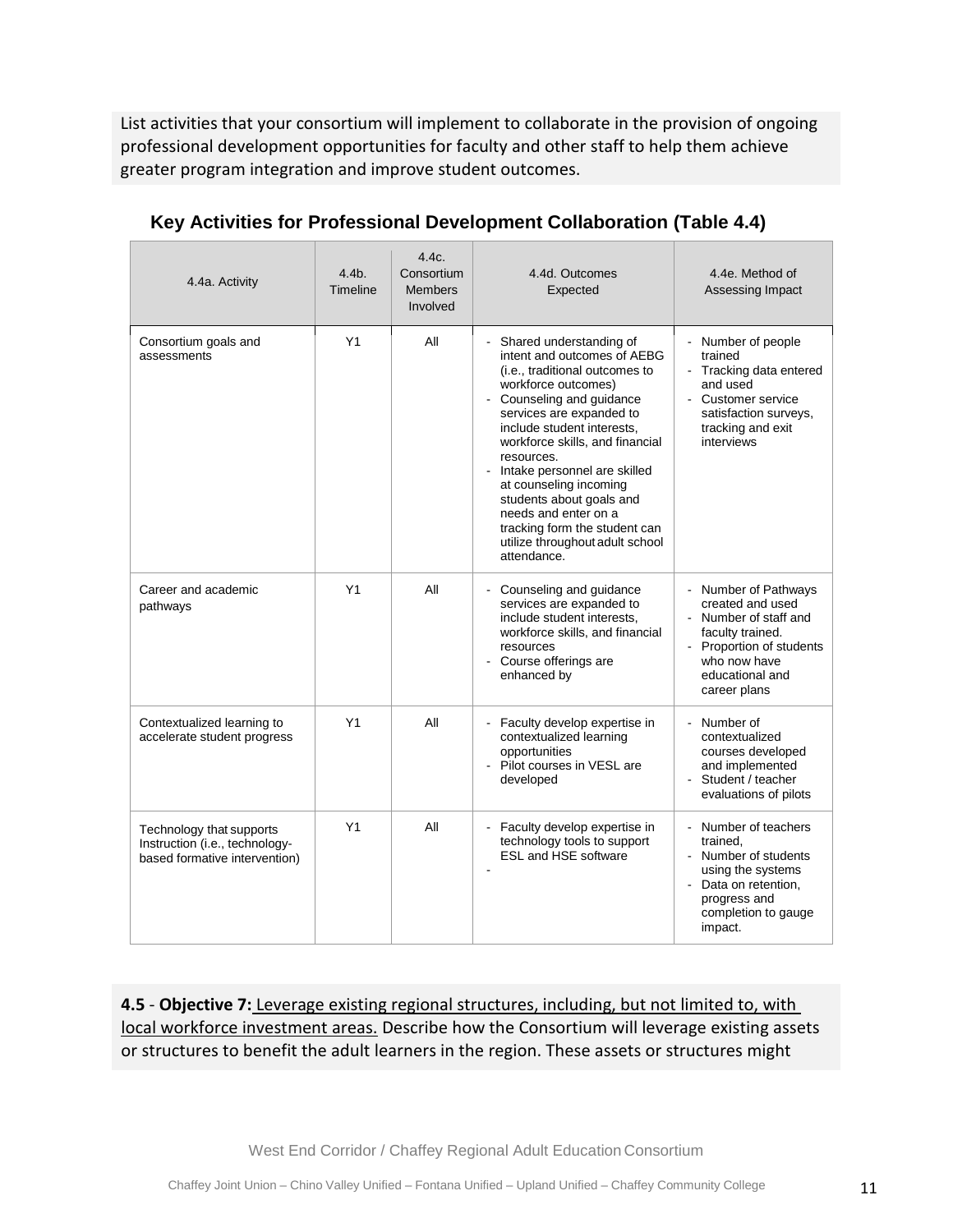List activities that your consortium will implement to collaborate in the provision of ongoing professional development opportunities for faculty and other staff to help them achieve greater program integration and improve student outcomes.

**Key Activities for Professional Development Collaboration (Table 4.4)**

| 4.4a. Activity | 4.4b. Timeline | 4.4c. Consortium Members Involved | 4.4d. Outcomes Expected | 4.4e. Method of Assessing Impact |
|---|---|---|---|---|
| Consortium goals and assessments | Y1 | All | - Shared understanding of intent and outcomes of AEBG (i.e., traditional outcomes to workforce outcomes)<br>- Counseling and guidance services are expanded to include student interests, workforce skills, and financial resources.<br>- Intake personnel are skilled at counseling incoming students about goals and needs and enter on a tracking form the student can utilize throughout adult school attendance. | - Number of people trained<br>- Tracking data entered and used<br>- Customer service satisfaction surveys, tracking and exit interviews |
| Career and academic pathways | Y1 | All | - Counseling and guidance services are expanded to include student interests, workforce skills, and financial resources<br>- Course offerings are enhanced by | - Number of Pathways created and used<br>- Number of staff and faculty trained.<br>- Proportion of students who now have educational and career plans |
| Contextualized learning to accelerate student progress | Y1 | All | - Faculty develop expertise in contextualized learning opportunities<br>- Pilot courses in VESL are developed | - Number of contextualized courses developed and implemented<br>- Student / teacher evaluations of pilots |
| Technology that supports Instruction (i.e., technology-based formative intervention) | Y1 | All | - Faculty develop expertise in technology tools to support ESL and HSE software<br>- | - Number of teachers trained,<br>- Number of students using the systems<br>- Data on retention, progress and completion to gauge impact. |

**4.5** - **Objective 7:** Leverage existing regional structures, including, but not limited to, with local workforce investment areas. Describe how the Consortium will leverage existing assets or structures to benefit the adult learners in the region. These assets or structures might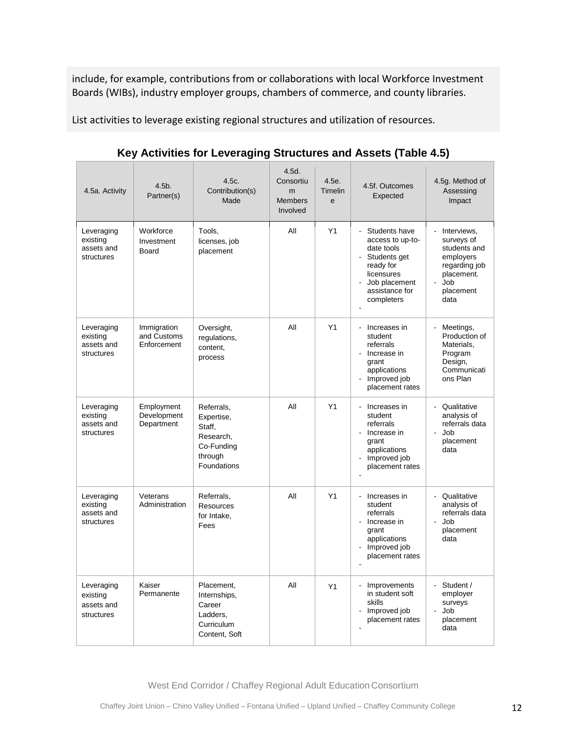include, for example, contributions from or collaborations with local Workforce Investment Boards (WIBs), industry employer groups, chambers of commerce, and county libraries.

List activities to leverage existing regional structures and utilization of resources.

## Key Activities for Leveraging Structures and Assets (Table 4.5)

| 4.5a. Activity | 4.5b. Partner(s) | 4.5c. Contribution(s) Made | 4.5d. Consortium Members Involved | 4.5e. Timeline | 4.5f. Outcomes Expected | 4.5g. Method of Assessing Impact |
|---|---|---|---|---|---|---|
| Leveraging existing assets and structures | Workforce Investment Board | Tools, licenses, job placement | All | Y1 | - Students have access to up-to-date tools<br>- Students get ready for licensures<br>- Job placement assistance for completers<br>- | - Interviews, surveys of students and employers regarding job placement.<br>- Job placement data |
| Leveraging existing assets and structures | Immigration and Customs Enforcement | Oversight, regulations, content, process | All | Y1 | - Increases in student referrals<br>- Increase in grant applications<br>- Improved job placement rates | - Meetings, Production of Materials, Program Design, Communications Plan |
| Leveraging existing assets and structures | Employment Development Department | Referrals, Expertise, Staff, Research, Co-Funding through Foundations | All | Y1 | - Increases in student referrals<br>- Increase in grant applications<br>- Improved job placement rates<br>- | - Qualitative analysis of referrals data<br>- Job placement data |
| Leveraging existing assets and structures | Veterans Administration | Referrals, Resources for Intake, Fees | All | Y1 | - Increases in student referrals<br>- Increase in grant applications<br>- Improved job placement rates<br>- | - Qualitative analysis of referrals data<br>- Job placement data |
| Leveraging existing assets and structures | Kaiser Permanente | Placement, Internships, Career Ladders, Curriculum Content, Soft | All | Y1 | - Improvements in student soft skills<br>- Improved job placement rates<br>- | - Student / employer surveys<br>- Job placement data |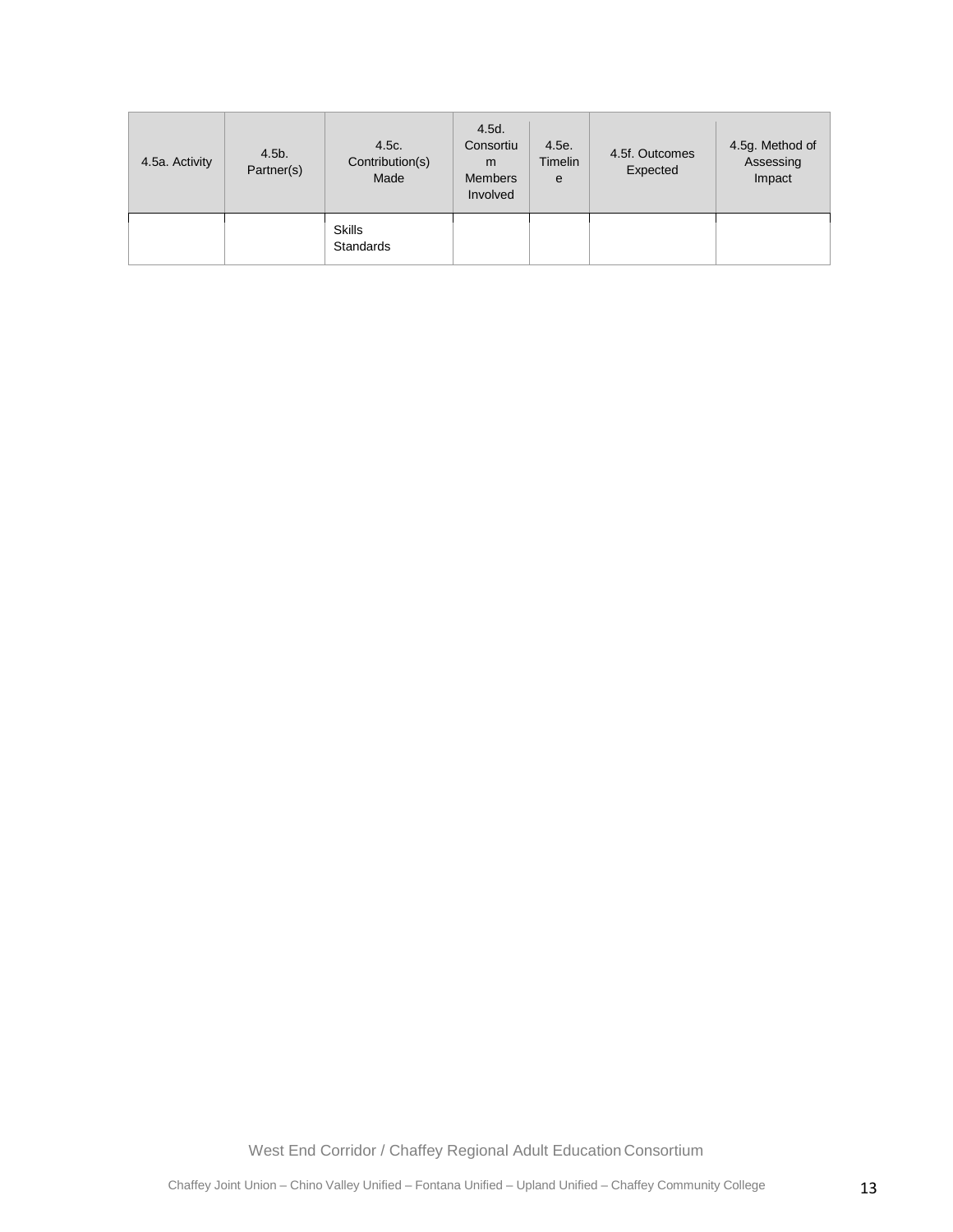| 4.5a. Activity | 4.5b. Partner(s) | 4.5c. Contribution(s) Made | 4.5d. Consortium Members Involved | 4.5e. Timeline | 4.5f. Outcomes Expected | 4.5g. Method of Assessing Impact |
|---|---|---|---|---|---|---|
| | | Skills Standards | | | | |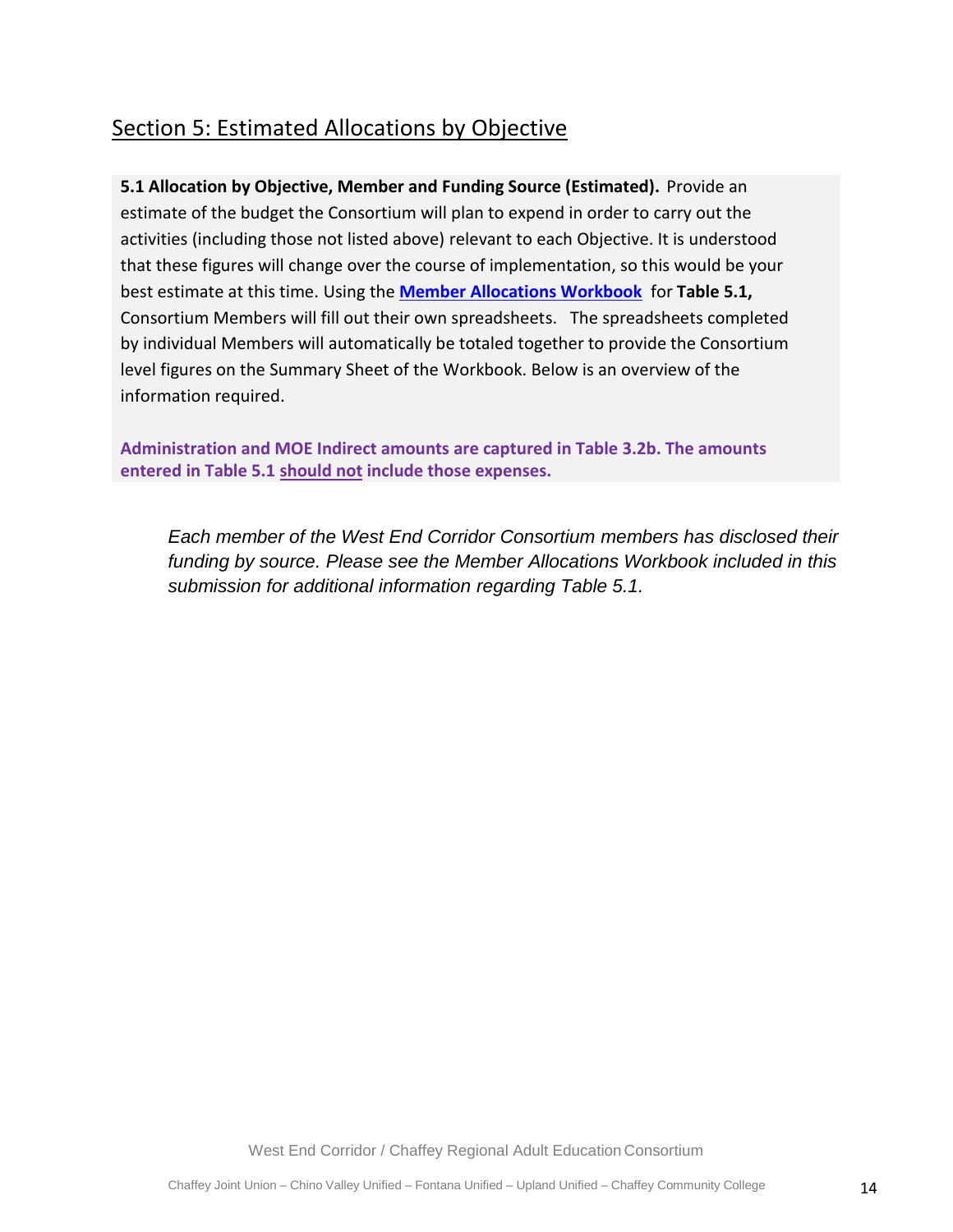## Section 5: Estimated Allocations by Objective

**5.1 Allocation by Objective, Member and Funding Source (Estimated).** Provide an estimate of the budget the Consortium will plan to expend in order to carry out the activities (including those not listed above) relevant to each Objective. It is understood that these figures will change over the course of implementation, so this would be your best estimate at this time. Using the **Member Allocations Workbook** for **Table 5.1,** Consortium Members will fill out their own spreadsheets. The spreadsheets completed by individual Members will automatically be totaled together to provide the Consortium level figures on the Summary Sheet of the Workbook. Below is an overview of the information required.

**Administration and MOE Indirect amounts are captured in Table 3.2b. The amounts entered in Table 5.1 should not include those expenses.**

*Each member of the West End Corridor Consortium members has disclosed their funding by source. Please see the Member Allocations Workbook included in this submission for additional information regarding Table 5.1.*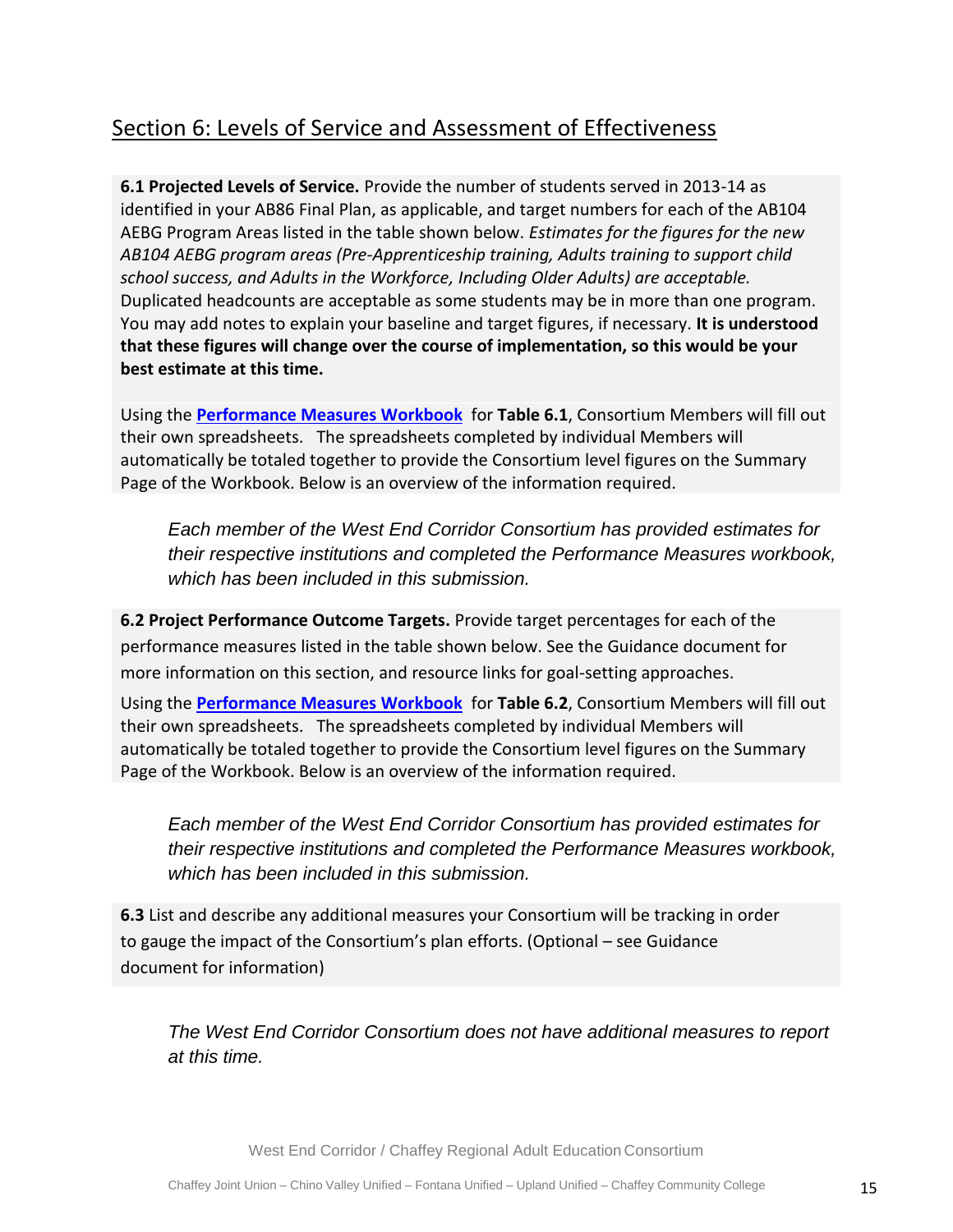## Section 6: Levels of Service and Assessment of Effectiveness

**6.1 Projected Levels of Service.** Provide the number of students served in 2013-14 as identified in your AB86 Final Plan, as applicable, and target numbers for each of the AB104 AEBG Program Areas listed in the table shown below. *Estimates for the figures for the new AB104 AEBG program areas (Pre-Apprenticeship training, Adults training to support child school success, and Adults in the Workforce, Including Older Adults) are acceptable.* Duplicated headcounts are acceptable as some students may be in more than one program. You may add notes to explain your baseline and target figures, if necessary. **It is understood that these figures will change over the course of implementation, so this would be your best estimate at this time.**

Using the **Performance Measures Workbook** for **Table 6.1**, Consortium Members will fill out their own spreadsheets. The spreadsheets completed by individual Members will automatically be totaled together to provide the Consortium level figures on the Summary Page of the Workbook. Below is an overview of the information required.

*Each member of the West End Corridor Consortium has provided estimates for their respective institutions and completed the Performance Measures workbook, which has been included in this submission.*

**6.2 Project Performance Outcome Targets.** Provide target percentages for each of the performance measures listed in the table shown below. See the Guidance document for more information on this section, and resource links for goal-setting approaches.

Using the **Performance Measures Workbook** for **Table 6.2**, Consortium Members will fill out their own spreadsheets. The spreadsheets completed by individual Members will automatically be totaled together to provide the Consortium level figures on the Summary Page of the Workbook. Below is an overview of the information required.

*Each member of the West End Corridor Consortium has provided estimates for their respective institutions and completed the Performance Measures workbook, which has been included in this submission.*

**6.3** List and describe any additional measures your Consortium will be tracking in order to gauge the impact of the Consortium's plan efforts. (Optional – see Guidance document for information)

*The West End Corridor Consortium does not have additional measures to report at this time.*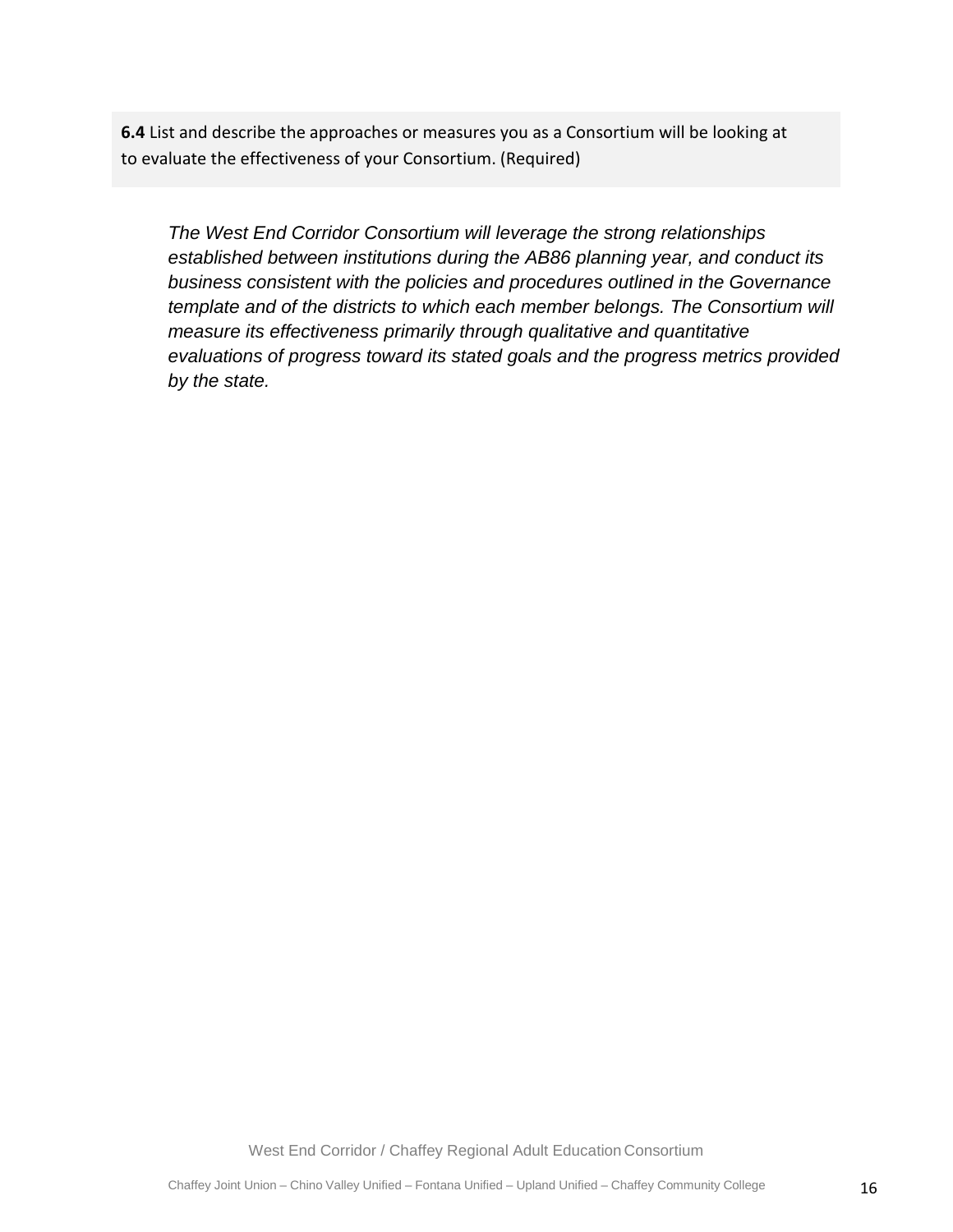**6.4** List and describe the approaches or measures you as a Consortium will be looking at to evaluate the effectiveness of your Consortium. (Required)

*The West End Corridor Consortium will leverage the strong relationships established between institutions during the AB86 planning year, and conduct its business consistent with the policies and procedures outlined in the Governance template and of the districts to which each member belongs. The Consortium will measure its effectiveness primarily through qualitative and quantitative evaluations of progress toward its stated goals and the progress metrics provided by the state.*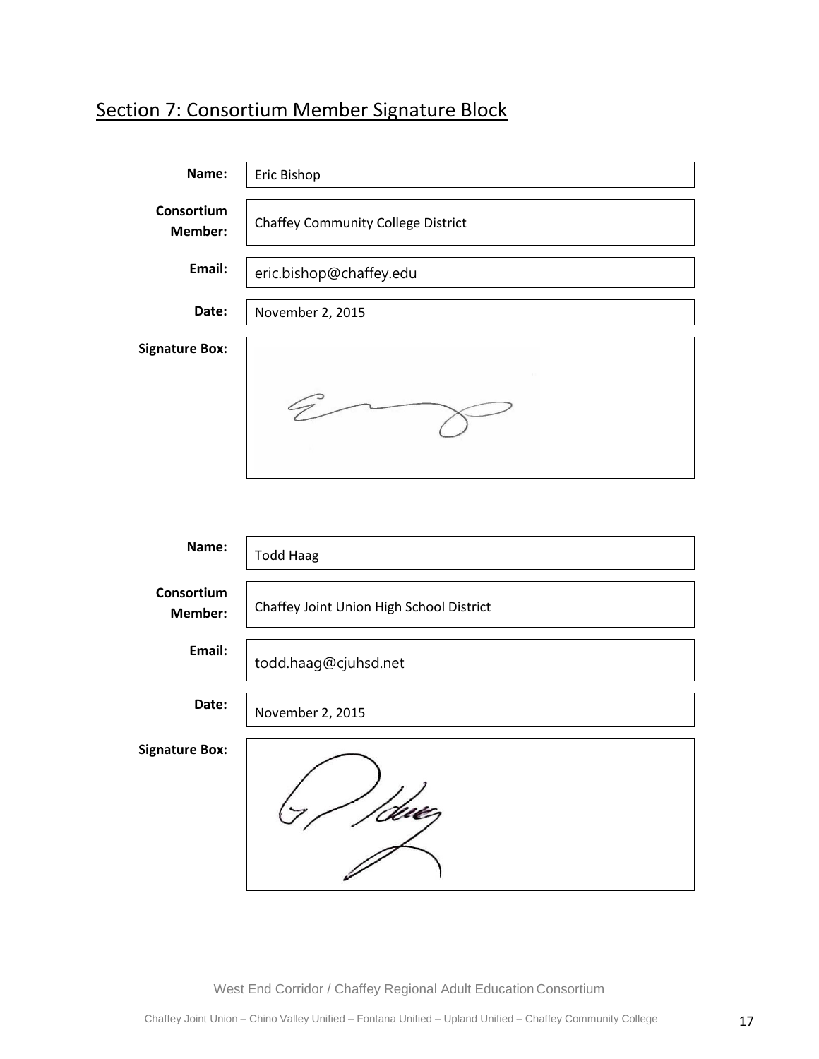## Section 7: Consortium Member Signature Block

| | |
|---|---|
| **Name:** | Eric Bishop |
| **Consortium Member:** | Chaffey Community College District |
| **Email:** | eric.bishop@chaffey.edu |
| **Date:** | November 2, 2015 |
| **Signature Box:** | |

| | |
|---|---|
| **Name:** | Todd Haag |
| **Consortium Member:** | Chaffey Joint Union High School District |
| **Email:** | todd.haag@cjuhsd.net |
| **Date:** | November 2, 2015 |
| **Signature Box:** | |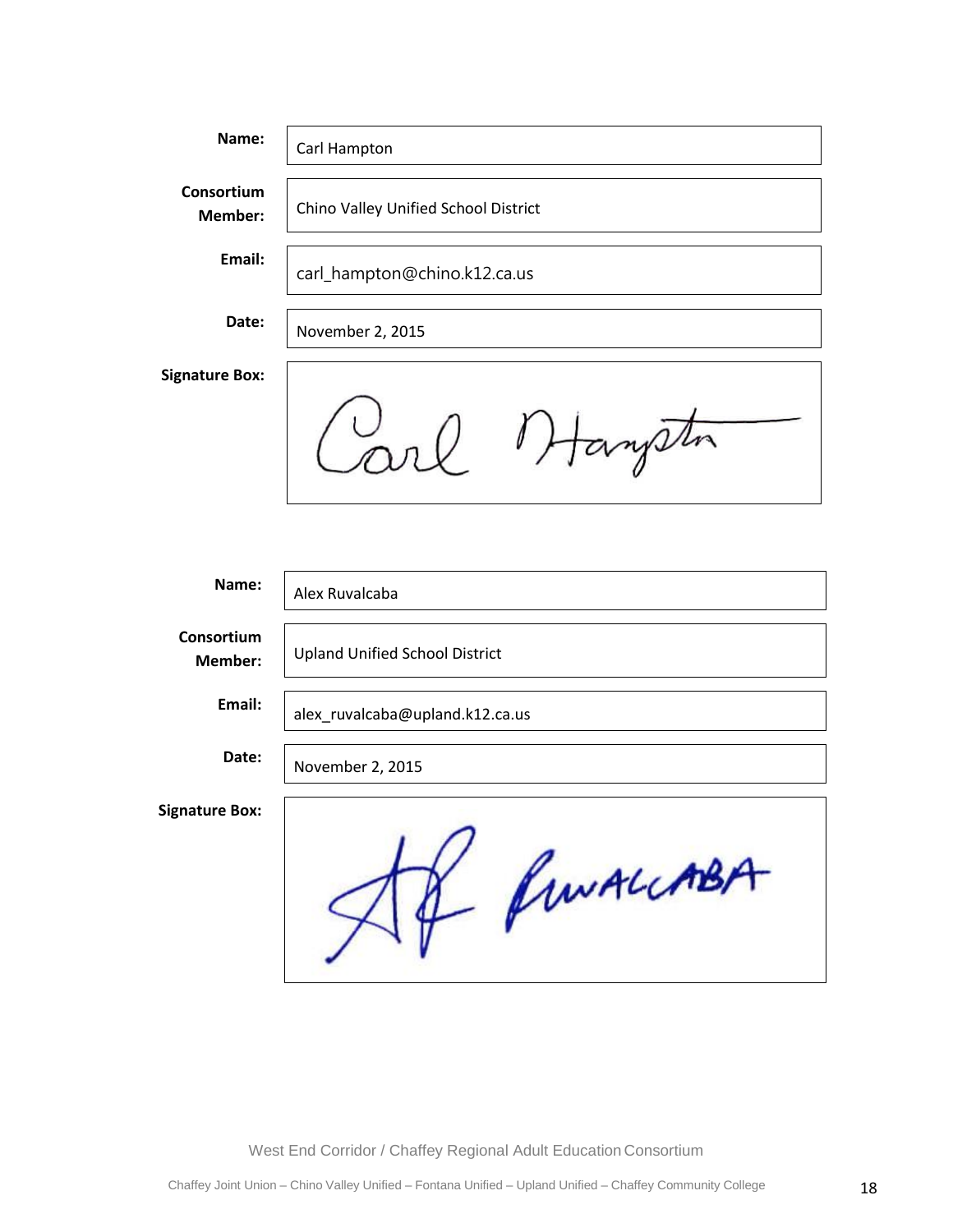| | |
|---|---|
| **Name:** | Carl Hampton |
| **Consortium Member:** | Chino Valley Unified School District |
| **Email:** | carl_hampton@chino.k12.ca.us |
| **Date:** | November 2, 2015 |
| **Signature Box:** | |

| | |
|---|---|
| **Name:** | Alex Ruvalcaba |
| **Consortium Member:** | Upland Unified School District |
| **Email:** | alex_ruvalcaba@upland.k12.ca.us |
| **Date:** | November 2, 2015 |
| **Signature Box:** | |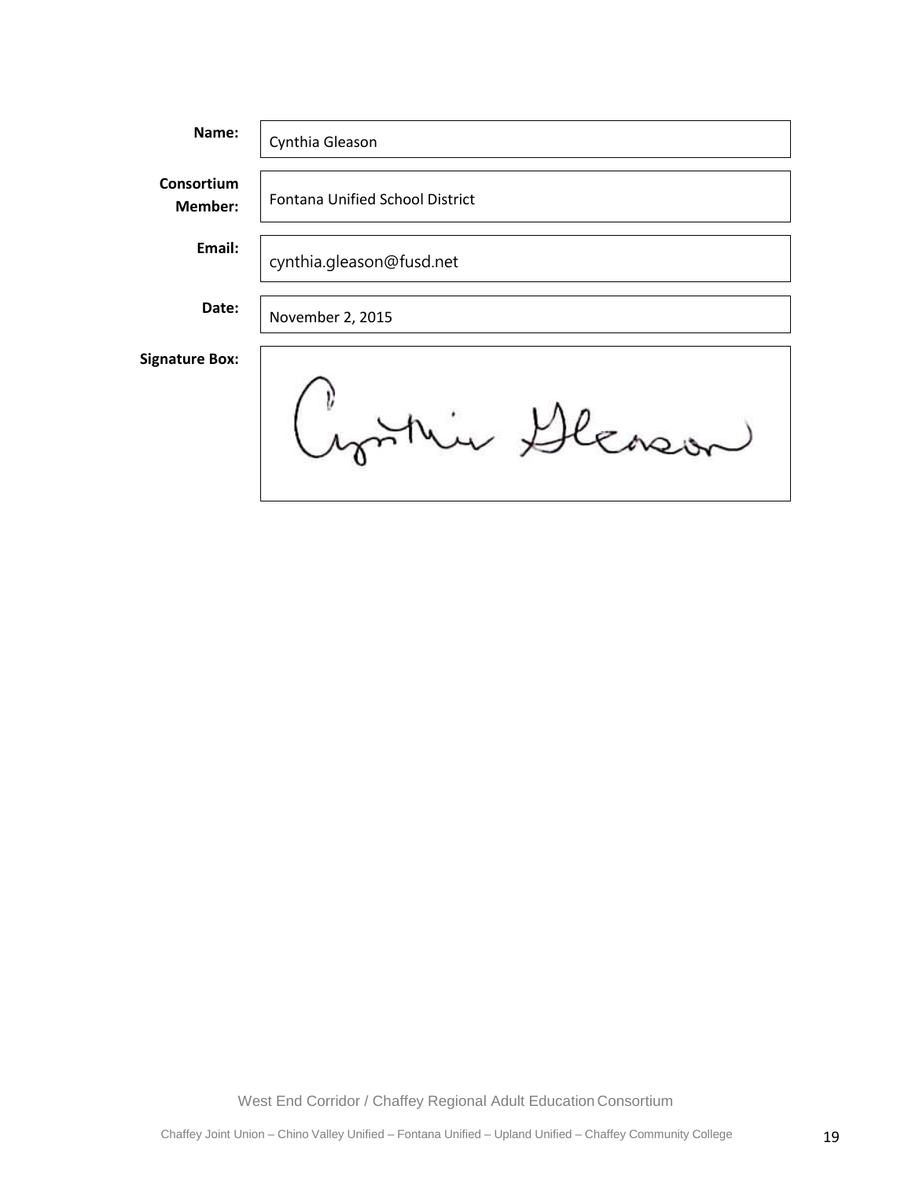**Name:** Cynthia Gleason

**Consortium Member:** Fontana Unified School District

**Email:** cynthia.gleason@fusd.net

**Date:** November 2, 2015

**Signature Box:** Cynthia Gleason